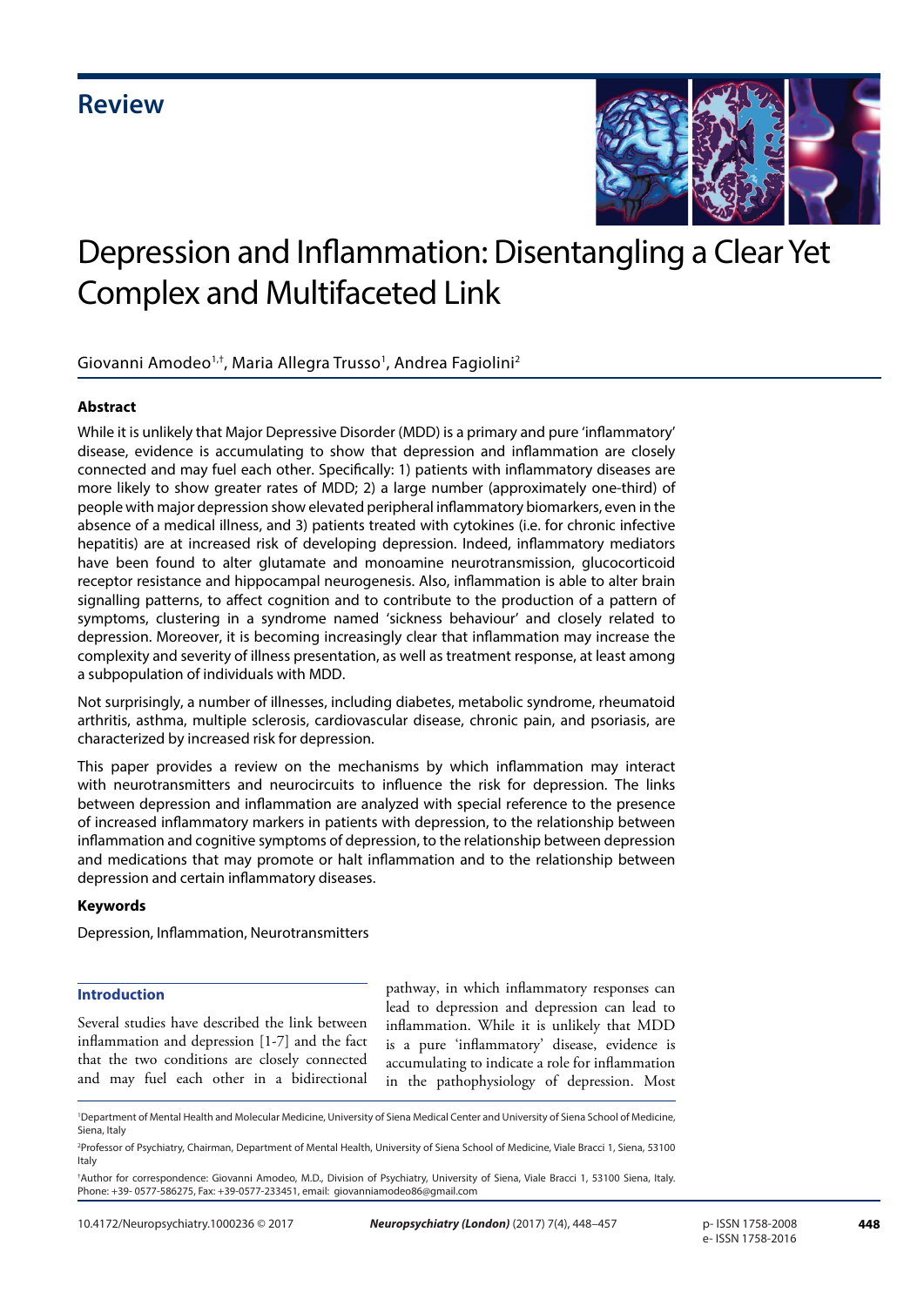Review

# Depression and Inflammation: Disentangling a Clear Yet Complex and Multifaceted Link

Giovanni Amodeo[1,†], Maria Allegra Trusso[1], Andrea Fagiolini[2]

## Abstract

While it is unlikely that Major Depressive Disorder (MDD) is a primary and pure 'inflammatory' disease, evidence is accumulating to show that depression and inflammation are closely connected and may fuel each other. Specifically: 1) patients with inflammatory diseases are more likely to show greater rates of MDD; 2) a large number (approximately one-third) of people with major depression show elevated peripheral inflammatory biomarkers, even in the absence of a medical illness, and 3) patients treated with cytokines (i.e. for chronic infective hepatitis) are at increased risk of developing depression. Indeed, inflammatory mediators have been found to alter glutamate and monoamine neurotransmission, glucocorticoid receptor resistance and hippocampal neurogenesis. Also, inflammation is able to alter brain signalling patterns, to affect cognition and to contribute to the production of a pattern of symptoms, clustering in a syndrome named 'sickness behaviour' and closely related to depression. Moreover, it is becoming increasingly clear that inflammation may increase the complexity and severity of illness presentation, as well as treatment response, at least among a subpopulation of individuals with MDD.

Not surprisingly, a number of illnesses, including diabetes, metabolic syndrome, rheumatoid arthritis, asthma, multiple sclerosis, cardiovascular disease, chronic pain, and psoriasis, are characterized by increased risk for depression.

This paper provides a review on the mechanisms by which inflammation may interact with neurotransmitters and neurocircuits to influence the risk for depression. The links between depression and inflammation are analyzed with special reference to the presence of increased inflammatory markers in patients with depression, to the relationship between inflammation and cognitive symptoms of depression, to the relationship between depression and medications that may promote or halt inflammation and to the relationship between depression and certain inflammatory diseases.

## Keywords

Depression, Inflammation, Neurotransmitters

## Introduction

Several studies have described the link between inflammation and depression [1-7] and the fact that the two conditions are closely connected and may fuel each other in a bidirectional pathway, in which inflammatory responses can lead to depression and depression can lead to inflammation. While it is unlikely that MDD is a pure 'inflammatory' disease, evidence is accumulating to indicate a role for inflammation in the pathophysiology of depression. Most

[1]Department of Mental Health and Molecular Medicine, University of Siena Medical Center and University of Siena School of Medicine, Siena, Italy

[2]Professor of Psychiatry, Chairman, Department of Mental Health, University of Siena School of Medicine, Viale Bracci 1, Siena, 53100 Italy

†Author for correspondence: Giovanni Amodeo, M.D., Division of Psychiatry, University of Siena, Viale Bracci 1, 53100 Siena, Italy. Phone: +39- 0577-586275, Fax: +39-0577-233451, email: giovanniamodeo86@gmail.com

10.4172/Neuropsychiatry.1000236 © 2017

p- ISSN 1758-2008
e- ISSN 1758-2016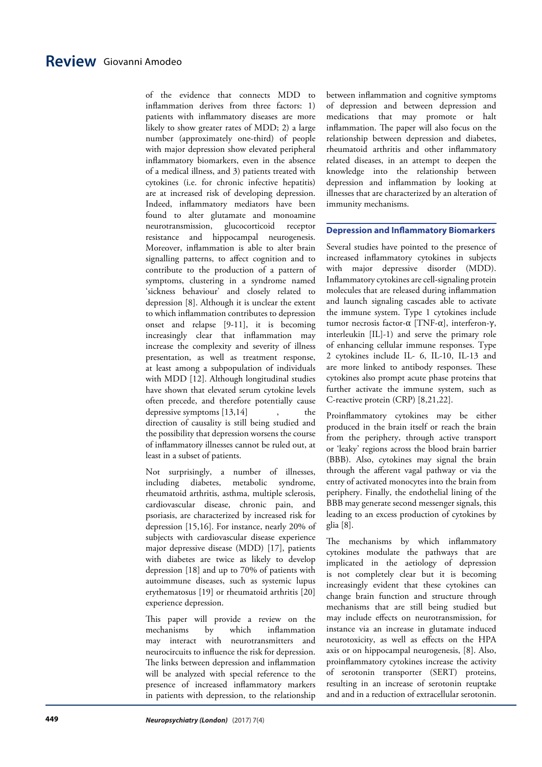of the evidence that connects MDD to inflammation derives from three factors: 1) patients with inflammatory diseases are more likely to show greater rates of MDD; 2) a large number (approximately one-third) of people with major depression show elevated peripheral inflammatory biomarkers, even in the absence of a medical illness, and 3) patients treated with cytokines (i.e. for chronic infective hepatitis) are at increased risk of developing depression. Indeed, inflammatory mediators have been found to alter glutamate and monoamine neurotransmission, glucocorticoid receptor resistance and hippocampal neurogenesis. Moreover, inflammation is able to alter brain signalling patterns, to affect cognition and to contribute to the production of a pattern of symptoms, clustering in a syndrome named 'sickness behaviour' and closely related to depression [8]. Although it is unclear the extent to which inflammation contributes to depression onset and relapse [9-11], it is becoming increasingly clear that inflammation may increase the complexity and severity of illness presentation, as well as treatment response, at least among a subpopulation of individuals with MDD [12]. Although longitudinal studies have shown that elevated serum cytokine levels often precede, and therefore potentially cause depressive symptoms [13,14] , the direction of causality is still being studied and the possibility that depression worsens the course of inflammatory illnesses cannot be ruled out, at least in a subset of patients.

Not surprisingly, a number of illnesses, including diabetes, metabolic syndrome, rheumatoid arthritis, asthma, multiple sclerosis, cardiovascular disease, chronic pain, and psoriasis, are characterized by increased risk for depression [15,16]. For instance, nearly 20% of subjects with cardiovascular disease experience major depressive disease (MDD) [17], patients with diabetes are twice as likely to develop depression [18] and up to 70% of patients with autoimmune diseases, such as systemic lupus erythematosus [19] or rheumatoid arthritis [20] experience depression.

This paper will provide a review on the mechanisms by which inflammation may interact with neurotransmitters and neurocircuits to influence the risk for depression. The links between depression and inflammation will be analyzed with special reference to the presence of increased inflammatory markers in patients with depression, to the relationship between inflammation and cognitive symptoms of depression and between depression and medications that may promote or halt inflammation. The paper will also focus on the relationship between depression and diabetes, rheumatoid arthritis and other inflammatory related diseases, in an attempt to deepen the knowledge into the relationship between depression and inflammation by looking at illnesses that are characterized by an alteration of immunity mechanisms.

## Depression and Inflammatory Biomarkers

Several studies have pointed to the presence of increased inflammatory cytokines in subjects with major depressive disorder (MDD). Inflammatory cytokines are cell-signaling protein molecules that are released during inflammation and launch signaling cascades able to activate the immune system. Type 1 cytokines include tumor necrosis factor-α [TNF-α], interferon-γ, interleukin [IL]-1) and serve the primary role of enhancing cellular immune responses. Type 2 cytokines include IL- 6, IL-10, IL-13 and are more linked to antibody responses. These cytokines also prompt acute phase proteins that further activate the immune system, such as C-reactive protein (CRP) [8,21,22].

Proinflammatory cytokines may be either produced in the brain itself or reach the brain from the periphery, through active transport or 'leaky' regions across the blood brain barrier (BBB). Also, cytokines may signal the brain through the afferent vagal pathway or via the entry of activated monocytes into the brain from periphery. Finally, the endothelial lining of the BBB may generate second messenger signals, this leading to an excess production of cytokines by glia [8].

The mechanisms by which inflammatory cytokines modulate the pathways that are implicated in the aetiology of depression is not completely clear but it is becoming increasingly evident that these cytokines can change brain function and structure through mechanisms that are still being studied but may include effects on neurotransmission, for instance via an increase in glutamate induced neurotoxicity, as well as effects on the HPA axis or on hippocampal neurogenesis, [8]. Also, proinflammatory cytokines increase the activity of serotonin transporter (SERT) proteins, resulting in an increase of serotonin reuptake and and in a reduction of extracellular serotonin.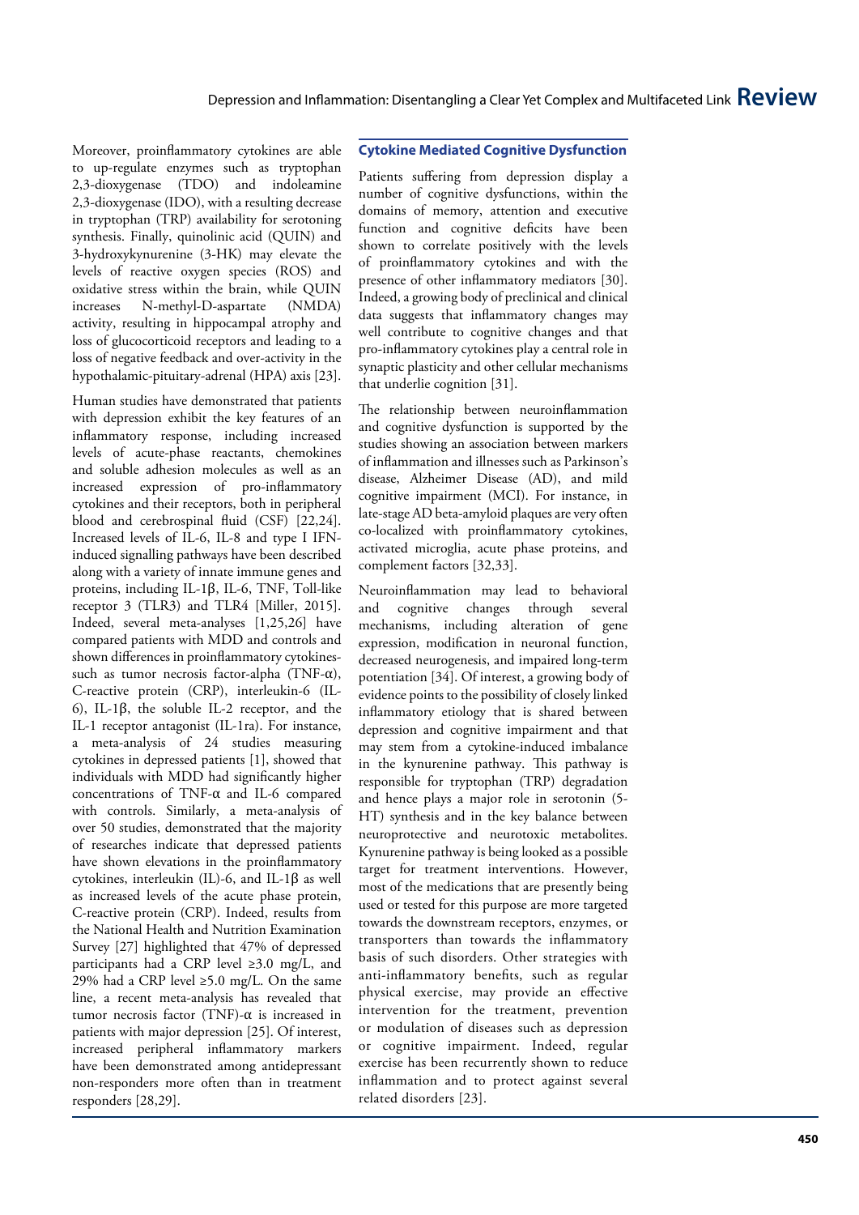Moreover, proinflammatory cytokines are able to up-regulate enzymes such as tryptophan 2,3-dioxygenase (TDO) and indoleamine 2,3-dioxygenase (IDO), with a resulting decrease in tryptophan (TRP) availability for serotoning synthesis. Finally, quinolinic acid (QUIN) and 3-hydroxykynurenine (3-HK) may elevate the levels of reactive oxygen species (ROS) and oxidative stress within the brain, while QUIN increases N-methyl-D-aspartate (NMDA) activity, resulting in hippocampal atrophy and loss of glucocorticoid receptors and leading to a loss of negative feedback and over-activity in the hypothalamic-pituitary-adrenal (HPA) axis [23].

Human studies have demonstrated that patients with depression exhibit the key features of an inflammatory response, including increased levels of acute-phase reactants, chemokines and soluble adhesion molecules as well as an increased expression of pro-inflammatory cytokines and their receptors, both in peripheral blood and cerebrospinal fluid (CSF) [22,24]. Increased levels of IL-6, IL-8 and type I IFN-induced signalling pathways have been described along with a variety of innate immune genes and proteins, including IL-1β, IL-6, TNF, Toll-like receptor 3 (TLR3) and TLR4 [Miller, 2015]. Indeed, several meta-analyses [1,25,26] have compared patients with MDD and controls and shown differences in proinflammatory cytokines-such as tumor necrosis factor-alpha (TNF-α), C-reactive protein (CRP), interleukin-6 (IL-6), IL-1β, the soluble IL-2 receptor, and the IL-1 receptor antagonist (IL-1ra). For instance, a meta-analysis of 24 studies measuring cytokines in depressed patients [1], showed that individuals with MDD had significantly higher concentrations of TNF-α and IL-6 compared with controls. Similarly, a meta-analysis of over 50 studies, demonstrated that the majority of researches indicate that depressed patients have shown elevations in the proinflammatory cytokines, interleukin (IL)-6, and IL-1β as well as increased levels of the acute phase protein, C-reactive protein (CRP). Indeed, results from the National Health and Nutrition Examination Survey [27] highlighted that 47% of depressed participants had a CRP level ≥3.0 mg/L, and 29% had a CRP level ≥5.0 mg/L. On the same line, a recent meta-analysis has revealed that tumor necrosis factor (TNF)-α is increased in patients with major depression [25]. Of interest, increased peripheral inflammatory markers have been demonstrated among antidepressant non-responders more often than in treatment responders [28,29].

## Cytokine Mediated Cognitive Dysfunction

Patients suffering from depression display a number of cognitive dysfunctions, within the domains of memory, attention and executive function and cognitive deficits have been shown to correlate positively with the levels of proinflammatory cytokines and with the presence of other inflammatory mediators [30]. Indeed, a growing body of preclinical and clinical data suggests that inflammatory changes may well contribute to cognitive changes and that pro-inflammatory cytokines play a central role in synaptic plasticity and other cellular mechanisms that underlie cognition [31].

The relationship between neuroinflammation and cognitive dysfunction is supported by the studies showing an association between markers of inflammation and illnesses such as Parkinson's disease, Alzheimer Disease (AD), and mild cognitive impairment (MCI). For instance, in late-stage AD beta-amyloid plaques are very often co-localized with proinflammatory cytokines, activated microglia, acute phase proteins, and complement factors [32,33].

Neuroinflammation may lead to behavioral and cognitive changes through several mechanisms, including alteration of gene expression, modification in neuronal function, decreased neurogenesis, and impaired long-term potentiation [34]. Of interest, a growing body of evidence points to the possibility of closely linked inflammatory etiology that is shared between depression and cognitive impairment and that may stem from a cytokine-induced imbalance in the kynurenine pathway. This pathway is responsible for tryptophan (TRP) degradation and hence plays a major role in serotonin (5-HT) synthesis and in the key balance between neuroprotective and neurotoxic metabolites. Kynurenine pathway is being looked as a possible target for treatment interventions. However, most of the medications that are presently being used or tested for this purpose are more targeted towards the downstream receptors, enzymes, or transporters than towards the inflammatory basis of such disorders. Other strategies with anti-inflammatory benefits, such as regular physical exercise, may provide an effective intervention for the treatment, prevention or modulation of diseases such as depression or cognitive impairment. Indeed, regular exercise has been recurrently shown to reduce inflammation and to protect against several related disorders [23].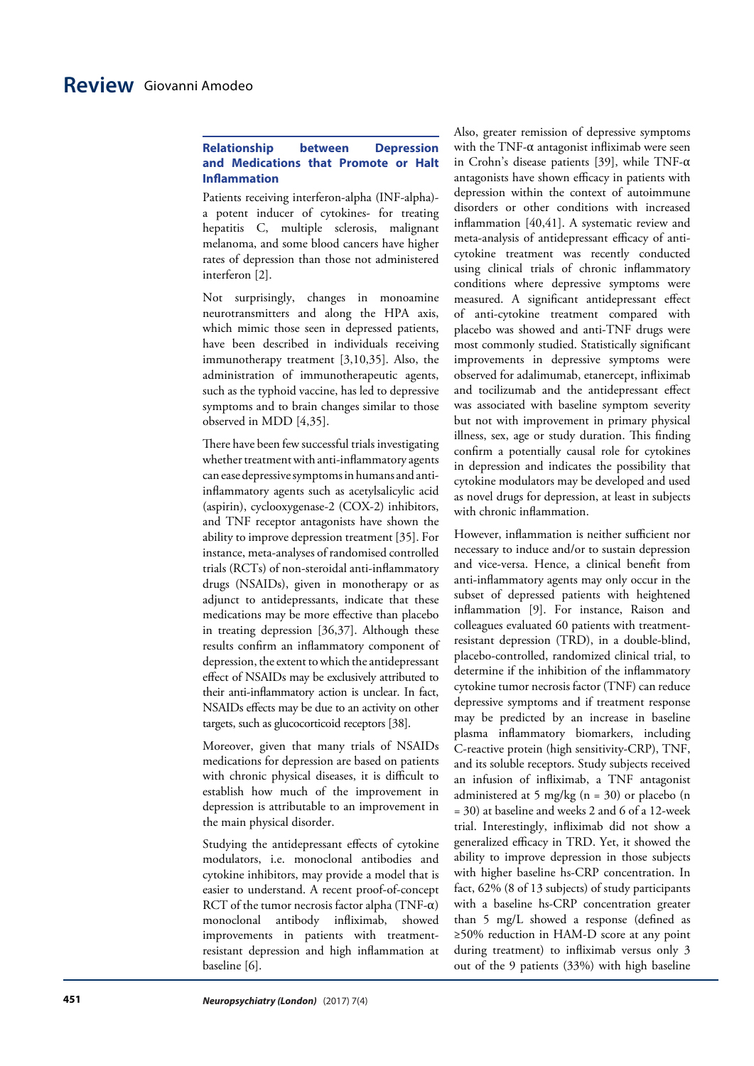## Relationship between Depression and Medications that Promote or Halt Inflammation

Patients receiving interferon-alpha (INF-alpha)- a potent inducer of cytokines- for treating hepatitis C, multiple sclerosis, malignant melanoma, and some blood cancers have higher rates of depression than those not administered interferon [2].

Not surprisingly, changes in monoamine neurotransmitters and along the HPA axis, which mimic those seen in depressed patients, have been described in individuals receiving immunotherapy treatment [3,10,35]. Also, the administration of immunotherapeutic agents, such as the typhoid vaccine, has led to depressive symptoms and to brain changes similar to those observed in MDD [4,35].

There have been few successful trials investigating whether treatment with anti-inflammatory agents can ease depressive symptoms in humans and anti-inflammatory agents such as acetylsalicylic acid (aspirin), cyclooxygenase-2 (COX-2) inhibitors, and TNF receptor antagonists have shown the ability to improve depression treatment [35]. For instance, meta-analyses of randomised controlled trials (RCTs) of non-steroidal anti-inflammatory drugs (NSAIDs), given in monotherapy or as adjunct to antidepressants, indicate that these medications may be more effective than placebo in treating depression [36,37]. Although these results confirm an inflammatory component of depression, the extent to which the antidepressant effect of NSAIDs may be exclusively attributed to their anti-inflammatory action is unclear. In fact, NSAIDs effects may be due to an activity on other targets, such as glucocorticoid receptors [38].

Moreover, given that many trials of NSAIDs medications for depression are based on patients with chronic physical diseases, it is difficult to establish how much of the improvement in depression is attributable to an improvement in the main physical disorder.

Studying the antidepressant effects of cytokine modulators, i.e. monoclonal antibodies and cytokine inhibitors, may provide a model that is easier to understand. A recent proof-of-concept RCT of the tumor necrosis factor alpha (TNF-α) monoclonal antibody infliximab, showed improvements in patients with treatment-resistant depression and high inflammation at baseline [6]. Also, greater remission of depressive symptoms with the TNF-α antagonist infliximab were seen in Crohn's disease patients [39], while TNF-α antagonists have shown efficacy in patients with depression within the context of autoimmune disorders or other conditions with increased inflammation [40,41]. A systematic review and meta-analysis of antidepressant efficacy of anti-cytokine treatment was recently conducted using clinical trials of chronic inflammatory conditions where depressive symptoms were measured. A significant antidepressant effect of anti-cytokine treatment compared with placebo was showed and anti-TNF drugs were most commonly studied. Statistically significant improvements in depressive symptoms were observed for adalimumab, etanercept, infliximab and tocilizumab and the antidepressant effect was associated with baseline symptom severity but not with improvement in primary physical illness, sex, age or study duration. This finding confirm a potentially causal role for cytokines in depression and indicates the possibility that cytokine modulators may be developed and used as novel drugs for depression, at least in subjects with chronic inflammation.

However, inflammation is neither sufficient nor necessary to induce and/or to sustain depression and vice-versa. Hence, a clinical benefit from anti-inflammatory agents may only occur in the subset of depressed patients with heightened inflammation [9]. For instance, Raison and colleagues evaluated 60 patients with treatment-resistant depression (TRD), in a double-blind, placebo-controlled, randomized clinical trial, to determine if the inhibition of the inflammatory cytokine tumor necrosis factor (TNF) can reduce depressive symptoms and if treatment response may be predicted by an increase in baseline plasma inflammatory biomarkers, including C-reactive protein (high sensitivity-CRP), TNF, and its soluble receptors. Study subjects received an infusion of infliximab, a TNF antagonist administered at 5 mg/kg (n = 30) or placebo (n = 30) at baseline and weeks 2 and 6 of a 12-week trial. Interestingly, infliximab did not show a generalized efficacy in TRD. Yet, it showed the ability to improve depression in those subjects with higher baseline hs-CRP concentration. In fact, 62% (8 of 13 subjects) of study participants with a baseline hs-CRP concentration greater than 5 mg/L showed a response (defined as ≥50% reduction in HAM-D score at any point during treatment) to infliximab versus only 3 out of the 9 patients (33%) with high baseline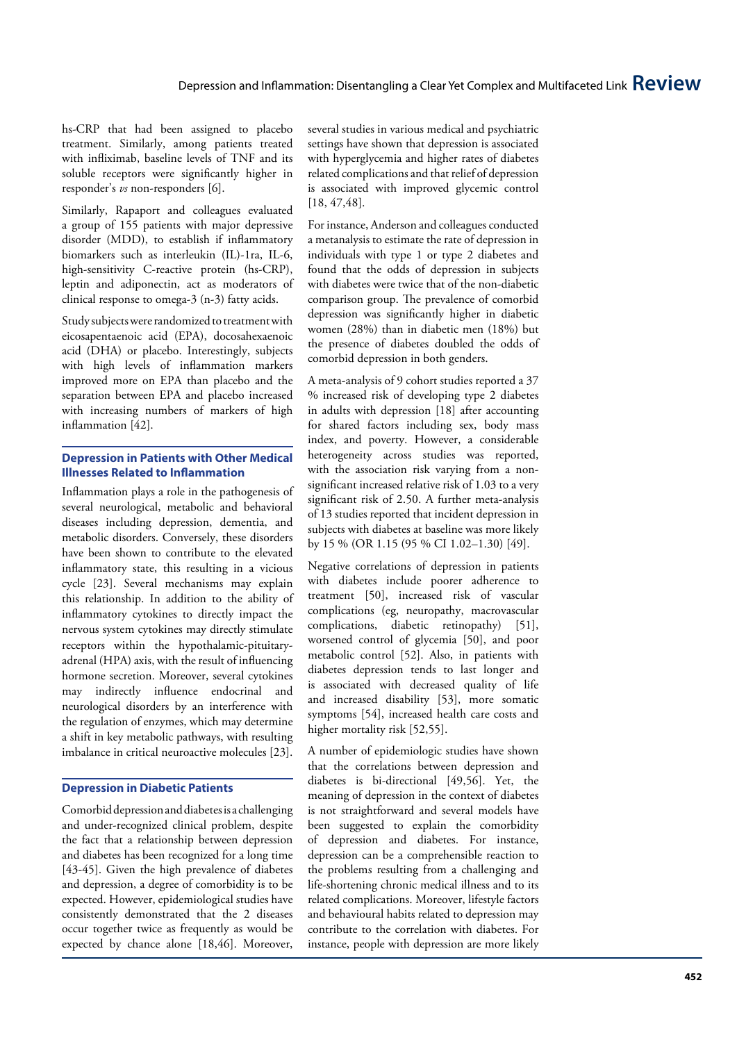hs-CRP that had been assigned to placebo treatment. Similarly, among patients treated with infliximab, baseline levels of TNF and its soluble receptors were significantly higher in responder's *vs* non-responders [6].

Similarly, Rapaport and colleagues evaluated a group of 155 patients with major depressive disorder (MDD), to establish if inflammatory biomarkers such as interleukin (IL)-1ra, IL-6, high-sensitivity C-reactive protein (hs-CRP), leptin and adiponectin, act as moderators of clinical response to omega-3 (n-3) fatty acids.

Study subjects were randomized to treatment with eicosapentaenoic acid (EPA), docosahexaenoic acid (DHA) or placebo. Interestingly, subjects with high levels of inflammation markers improved more on EPA than placebo and the separation between EPA and placebo increased with increasing numbers of markers of high inflammation [42].

## Depression in Patients with Other Medical Illnesses Related to Inflammation

Inflammation plays a role in the pathogenesis of several neurological, metabolic and behavioral diseases including depression, dementia, and metabolic disorders. Conversely, these disorders have been shown to contribute to the elevated inflammatory state, this resulting in a vicious cycle [23]. Several mechanisms may explain this relationship. In addition to the ability of inflammatory cytokines to directly impact the nervous system cytokines may directly stimulate receptors within the hypothalamic-pituitary-adrenal (HPA) axis, with the result of influencing hormone secretion. Moreover, several cytokines may indirectly influence endocrinal and neurological disorders by an interference with the regulation of enzymes, which may determine a shift in key metabolic pathways, with resulting imbalance in critical neuroactive molecules [23].

## Depression in Diabetic Patients

Comorbid depression and diabetes is a challenging and under-recognized clinical problem, despite the fact that a relationship between depression and diabetes has been recognized for a long time [43-45]. Given the high prevalence of diabetes and depression, a degree of comorbidity is to be expected. However, epidemiological studies have consistently demonstrated that the 2 diseases occur together twice as frequently as would be expected by chance alone [18,46]. Moreover, several studies in various medical and psychiatric settings have shown that depression is associated with hyperglycemia and higher rates of diabetes related complications and that relief of depression is associated with improved glycemic control [18, 47,48].

For instance, Anderson and colleagues conducted a metanalysis to estimate the rate of depression in individuals with type 1 or type 2 diabetes and found that the odds of depression in subjects with diabetes were twice that of the non-diabetic comparison group. The prevalence of comorbid depression was significantly higher in diabetic women (28%) than in diabetic men (18%) but the presence of diabetes doubled the odds of comorbid depression in both genders.

A meta-analysis of 9 cohort studies reported a 37 % increased risk of developing type 2 diabetes in adults with depression [18] after accounting for shared factors including sex, body mass index, and poverty. However, a considerable heterogeneity across studies was reported, with the association risk varying from a non-significant increased relative risk of 1.03 to a very significant risk of 2.50. A further meta-analysis of 13 studies reported that incident depression in subjects with diabetes at baseline was more likely by 15 % (OR 1.15 (95 % CI 1.02–1.30) [49].

Negative correlations of depression in patients with diabetes include poorer adherence to treatment [50], increased risk of vascular complications (eg, neuropathy, macrovascular complications, diabetic retinopathy) [51], worsened control of glycemia [50], and poor metabolic control [52]. Also, in patients with diabetes depression tends to last longer and is associated with decreased quality of life and increased disability [53], more somatic symptoms [54], increased health care costs and higher mortality risk [52,55].

A number of epidemiologic studies have shown that the correlations between depression and diabetes is bi-directional [49,56]. Yet, the meaning of depression in the context of diabetes is not straightforward and several models have been suggested to explain the comorbidity of depression and diabetes. For instance, depression can be a comprehensible reaction to the problems resulting from a challenging and life-shortening chronic medical illness and to its related complications. Moreover, lifestyle factors and behavioural habits related to depression may contribute to the correlation with diabetes. For instance, people with depression are more likely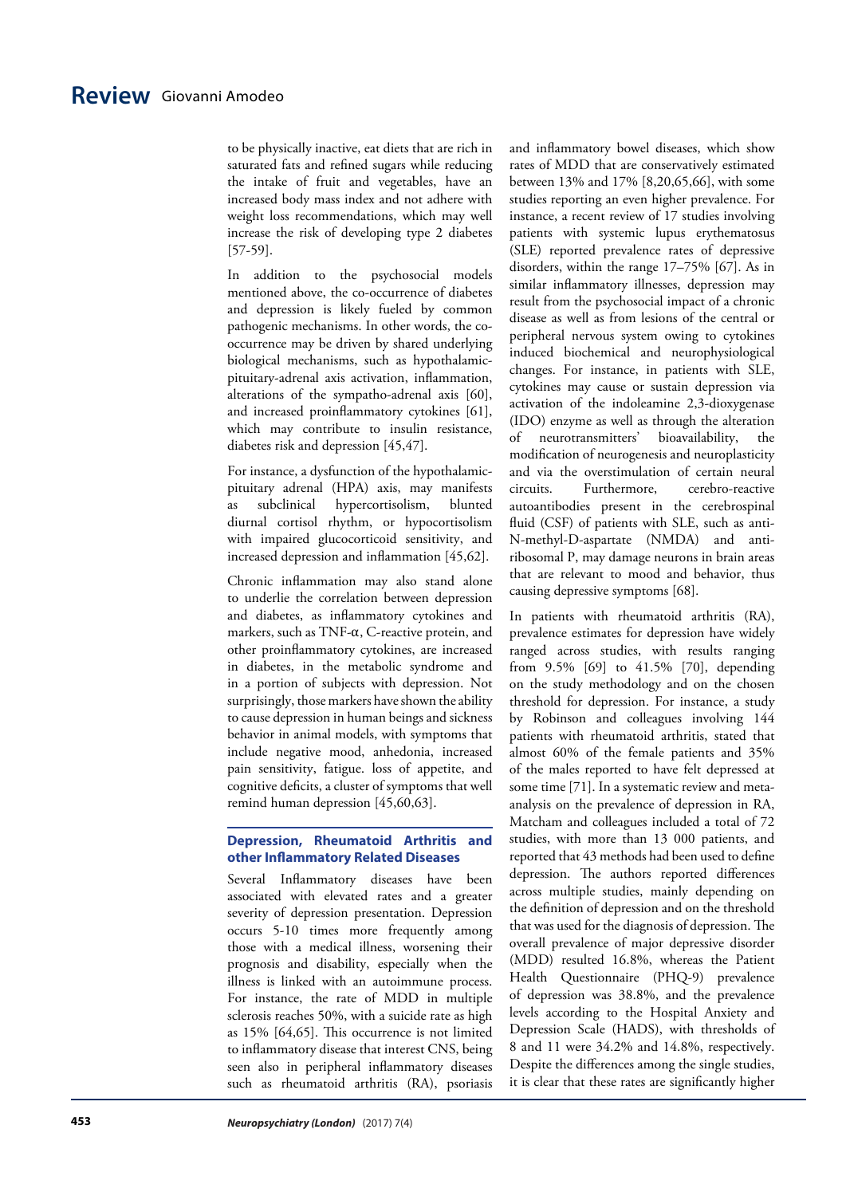to be physically inactive, eat diets that are rich in saturated fats and refined sugars while reducing the intake of fruit and vegetables, have an increased body mass index and not adhere with weight loss recommendations, which may well increase the risk of developing type 2 diabetes [57-59].

In addition to the psychosocial models mentioned above, the co-occurrence of diabetes and depression is likely fueled by common pathogenic mechanisms. In other words, the co-occurrence may be driven by shared underlying biological mechanisms, such as hypothalamic-pituitary-adrenal axis activation, inflammation, alterations of the sympatho-adrenal axis [60], and increased proinflammatory cytokines [61], which may contribute to insulin resistance, diabetes risk and depression [45,47].

For instance, a dysfunction of the hypothalamic-pituitary adrenal (HPA) axis, may manifests as subclinical hypercortisolism, blunted diurnal cortisol rhythm, or hypocortisolism with impaired glucocorticoid sensitivity, and increased depression and inflammation [45,62].

Chronic inflammation may also stand alone to underlie the correlation between depression and diabetes, as inflammatory cytokines and markers, such as TNF-α, C-reactive protein, and other proinflammatory cytokines, are increased in diabetes, in the metabolic syndrome and in a portion of subjects with depression. Not surprisingly, those markers have shown the ability to cause depression in human beings and sickness behavior in animal models, with symptoms that include negative mood, anhedonia, increased pain sensitivity, fatigue. loss of appetite, and cognitive deficits, a cluster of symptoms that well remind human depression [45,60,63].

## Depression, Rheumatoid Arthritis and other Inflammatory Related Diseases

Several Inflammatory diseases have been associated with elevated rates and a greater severity of depression presentation. Depression occurs 5-10 times more frequently among those with a medical illness, worsening their prognosis and disability, especially when the illness is linked with an autoimmune process. For instance, the rate of MDD in multiple sclerosis reaches 50%, with a suicide rate as high as 15% [64,65]. This occurrence is not limited to inflammatory disease that interest CNS, being seen also in peripheral inflammatory diseases such as rheumatoid arthritis (RA), psoriasis and inflammatory bowel diseases, which show rates of MDD that are conservatively estimated between 13% and 17% [8,20,65,66], with some studies reporting an even higher prevalence. For instance, a recent review of 17 studies involving patients with systemic lupus erythematosus (SLE) reported prevalence rates of depressive disorders, within the range 17–75% [67]. As in similar inflammatory illnesses, depression may result from the psychosocial impact of a chronic disease as well as from lesions of the central or peripheral nervous system owing to cytokines induced biochemical and neurophysiological changes. For instance, in patients with SLE, cytokines may cause or sustain depression via activation of the indoleamine 2,3-dioxygenase (IDO) enzyme as well as through the alteration of neurotransmitters' bioavailability, the modification of neurogenesis and neuroplasticity and via the overstimulation of certain neural circuits. Furthermore, cerebro-reactive autoantibodies present in the cerebrospinal fluid (CSF) of patients with SLE, such as anti-N-methyl-D-aspartate (NMDA) and anti-ribosomal P, may damage neurons in brain areas that are relevant to mood and behavior, thus causing depressive symptoms [68].

In patients with rheumatoid arthritis (RA), prevalence estimates for depression have widely ranged across studies, with results ranging from 9.5% [69] to 41.5% [70], depending on the study methodology and on the chosen threshold for depression. For instance, a study by Robinson and colleagues involving 144 patients with rheumatoid arthritis, stated that almost 60% of the female patients and 35% of the males reported to have felt depressed at some time [71]. In a systematic review and meta-analysis on the prevalence of depression in RA, Matcham and colleagues included a total of 72 studies, with more than 13 000 patients, and reported that 43 methods had been used to define depression. The authors reported differences across multiple studies, mainly depending on the definition of depression and on the threshold that was used for the diagnosis of depression. The overall prevalence of major depressive disorder (MDD) resulted 16.8%, whereas the Patient Health Questionnaire (PHQ-9) prevalence of depression was 38.8%, and the prevalence levels according to the Hospital Anxiety and Depression Scale (HADS), with thresholds of 8 and 11 were 34.2% and 14.8%, respectively. Despite the differences among the single studies, it is clear that these rates are significantly higher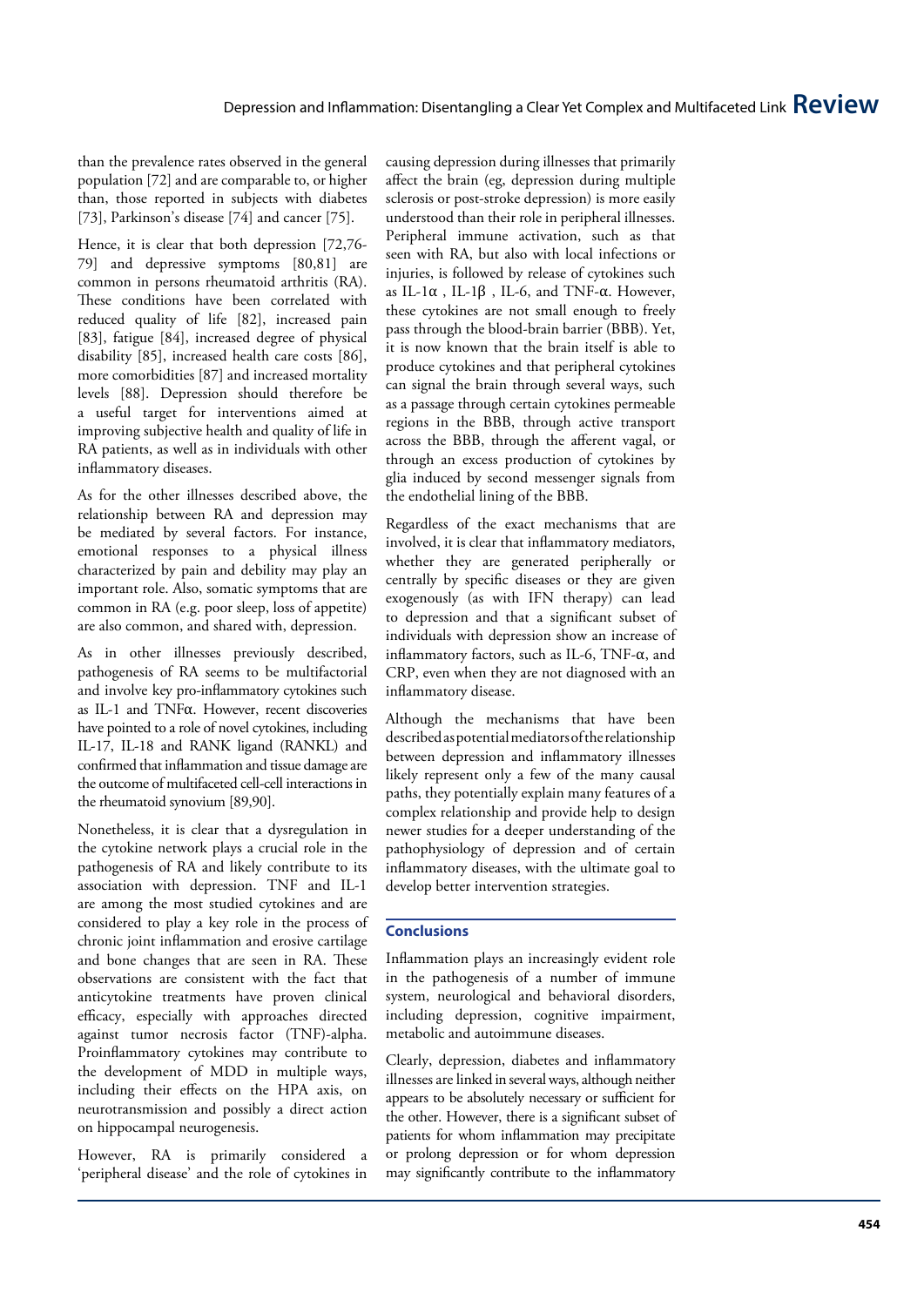than the prevalence rates observed in the general population [72] and are comparable to, or higher than, those reported in subjects with diabetes [73], Parkinson's disease [74] and cancer [75].

Hence, it is clear that both depression [72,76-79] and depressive symptoms [80,81] are common in persons rheumatoid arthritis (RA). These conditions have been correlated with reduced quality of life [82], increased pain [83], fatigue [84], increased degree of physical disability [85], increased health care costs [86], more comorbidities [87] and increased mortality levels [88]. Depression should therefore be a useful target for interventions aimed at improving subjective health and quality of life in RA patients, as well as in individuals with other inflammatory diseases.

As for the other illnesses described above, the relationship between RA and depression may be mediated by several factors. For instance, emotional responses to a physical illness characterized by pain and debility may play an important role. Also, somatic symptoms that are common in RA (e.g. poor sleep, loss of appetite) are also common, and shared with, depression.

As in other illnesses previously described, pathogenesis of RA seems to be multifactorial and involve key pro-inflammatory cytokines such as IL-1 and TNFα. However, recent discoveries have pointed to a role of novel cytokines, including IL-17, IL-18 and RANK ligand (RANKL) and confirmed that inflammation and tissue damage are the outcome of multifaceted cell-cell interactions in the rheumatoid synovium [89,90].

Nonetheless, it is clear that a dysregulation in the cytokine network plays a crucial role in the pathogenesis of RA and likely contribute to its association with depression. TNF and IL-1 are among the most studied cytokines and are considered to play a key role in the process of chronic joint inflammation and erosive cartilage and bone changes that are seen in RA. These observations are consistent with the fact that anticytokine treatments have proven clinical efficacy, especially with approaches directed against tumor necrosis factor (TNF)-alpha. Proinflammatory cytokines may contribute to the development of MDD in multiple ways, including their effects on the HPA axis, on neurotransmission and possibly a direct action on hippocampal neurogenesis.

However, RA is primarily considered a 'peripheral disease' and the role of cytokines in causing depression during illnesses that primarily affect the brain (eg, depression during multiple sclerosis or post-stroke depression) is more easily understood than their role in peripheral illnesses. Peripheral immune activation, such as that seen with RA, but also with local infections or injuries, is followed by release of cytokines such as IL-1α , IL-1β , IL-6, and TNF-α. However, these cytokines are not small enough to freely pass through the blood-brain barrier (BBB). Yet, it is now known that the brain itself is able to produce cytokines and that peripheral cytokines can signal the brain through several ways, such as a passage through certain cytokines permeable regions in the BBB, through active transport across the BBB, through the afferent vagal, or through an excess production of cytokines by glia induced by second messenger signals from the endothelial lining of the BBB.

Regardless of the exact mechanisms that are involved, it is clear that inflammatory mediators, whether they are generated peripherally or centrally by specific diseases or they are given exogenously (as with IFN therapy) can lead to depression and that a significant subset of individuals with depression show an increase of inflammatory factors, such as IL-6, TNF-α, and CRP, even when they are not diagnosed with an inflammatory disease.

Although the mechanisms that have been described as potential mediators of the relationship between depression and inflammatory illnesses likely represent only a few of the many causal paths, they potentially explain many features of a complex relationship and provide help to design newer studies for a deeper understanding of the pathophysiology of depression and of certain inflammatory diseases, with the ultimate goal to develop better intervention strategies.

## Conclusions

Inflammation plays an increasingly evident role in the pathogenesis of a number of immune system, neurological and behavioral disorders, including depression, cognitive impairment, metabolic and autoimmune diseases.

Clearly, depression, diabetes and inflammatory illnesses are linked in several ways, although neither appears to be absolutely necessary or sufficient for the other. However, there is a significant subset of patients for whom inflammation may precipitate or prolong depression or for whom depression may significantly contribute to the inflammatory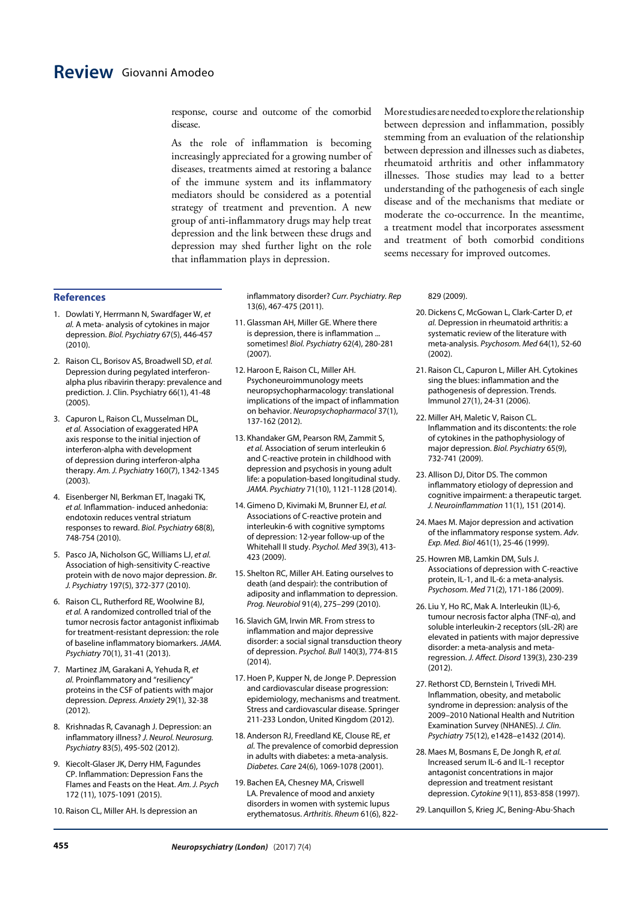response, course and outcome of the comorbid disease.

As the role of inflammation is becoming increasingly appreciated for a growing number of diseases, treatments aimed at restoring a balance of the immune system and its inflammatory mediators should be considered as a potential strategy of treatment and prevention. A new group of anti-inflammatory drugs may help treat depression and the link between these drugs and depression may shed further light on the role that inflammation plays in depression.

More studies are needed to explore the relationship between depression and inflammation, possibly stemming from an evaluation of the relationship between depression and illnesses such as diabetes, rheumatoid arthritis and other inflammatory illnesses. Those studies may lead to a better understanding of the pathogenesis of each single disease and of the mechanisms that mediate or moderate the co-occurrence. In the meantime, a treatment model that incorporates assessment and treatment of both comorbid conditions seems necessary for improved outcomes.

## References

1. Dowlati Y, Herrmann N, Swardfager W, *et al.* A meta- analysis of cytokines in major depression. *Biol. Psychiatry* 67(5), 446-457 (2010).
2. Raison CL, Borisov AS, Broadwell SD, *et al.* Depression during pegylated interferon-alpha plus ribavirin therapy: prevalence and prediction. J. Clin. Psychiatry 66(1), 41-48 (2005).
3. Capuron L, Raison CL, Musselman DL, *et al.* Association of exaggerated HPA axis response to the initial injection of interferon-alpha with development of depression during interferon-alpha therapy. *Am. J. Psychiatry* 160(7), 1342-1345 (2003).
4. Eisenberger NI, Berkman ET, Inagaki TK, *et al.* Inflammation- induced anhedonia: endotoxin reduces ventral striatum responses to reward. *Biol. Psychiatry* 68(8), 748-754 (2010).
5. Pasco JA, Nicholson GC, Williams LJ, *et al.* Association of high-sensitivity C-reactive protein with de novo major depression. *Br. J. Psychiatry* 197(5), 372-377 (2010).
6. Raison CL, Rutherford RE, Woolwine BJ, *et al.* A randomized controlled trial of the tumor necrosis factor antagonist infliximab for treatment-resistant depression: the role of baseline inflammatory biomarkers. *JAMA. Psychiatry* 70(1), 31-41 (2013).
7. Martinez JM, Garakani A, Yehuda R, *et al.* Proinflammatory and "resiliency" proteins in the CSF of patients with major depression. *Depress. Anxiety* 29(1), 32-38 (2012).
8. Krishnadas R, Cavanagh J. Depression: an inflammatory illness? *J. Neurol. Neurosurg. Psychiatry* 83(5), 495-502 (2012).
9. Kiecolt-Glaser JK, Derry HM, Fagundes CP. Inflammation: Depression Fans the Flames and Feasts on the Heat. *Am. J. Psych* 172 (11), 1075-1091 (2015).
10. Raison CL, Miller AH. Is depression an inflammatory disorder? *Curr. Psychiatry. Rep* 13(6), 467-475 (2011).
11. Glassman AH, Miller GE. Where there is depression, there is inflammation ... sometimes! *Biol. Psychiatry* 62(4), 280-281 (2007).
12. Haroon E, Raison CL, Miller AH. Psychoneuroimmunology meets neuropsychopharmacology: translational implications of the impact of inflammation on behavior. *Neuropsychopharmacol* 37(1), 137-162 (2012).
13. Khandaker GM, Pearson RM, Zammit S, *et al.* Association of serum interleukin 6 and C-reactive protein in childhood with depression and psychosis in young adult life: a population-based longitudinal study. *JAMA. Psychiatry* 71(10), 1121-1128 (2014).
14. Gimeno D, Kivimaki M, Brunner EJ, *et al.* Associations of C-reactive protein and interleukin-6 with cognitive symptoms of depression: 12-year follow-up of the Whitehall II study. *Psychol. Med* 39(3), 413-423 (2009).
15. Shelton RC, Miller AH. Eating ourselves to death (and despair): the contribution of adiposity and inflammation to depression. *Prog. Neurobiol* 91(4), 275–299 (2010).
16. Slavich GM, Irwin MR. From stress to inflammation and major depressive disorder: a social signal transduction theory of depression. *Psychol. Bull* 140(3), 774-815 (2014).
17. Hoen P, Kupper N, de Jonge P. Depression and cardiovascular disease progression: epidemiology, mechanisms and treatment. Stress and cardiovascular disease. Springer 211-233 London, United Kingdom (2012).
18. Anderson RJ, Freedland KE, Clouse RE, *et al.* The prevalence of comorbid depression in adults with diabetes: a meta-analysis. *Diabetes. Care* 24(6), 1069-1078 (2001).
19. Bachen EA, Chesney MA, Criswell LA. Prevalence of mood and anxiety disorders in women with systemic lupus erythematosus. *Arthritis. Rheum* 61(6), 822-829 (2009).
20. Dickens C, McGowan L, Clark-Carter D, *et al.* Depression in rheumatoid arthritis: a systematic review of the literature with meta-analysis. *Psychosom. Med* 64(1), 52-60 (2002).
21. Raison CL, Capuron L, Miller AH. Cytokines sing the blues: inflammation and the pathogenesis of depression. Trends. Immunol 27(1), 24-31 (2006).
22. Miller AH, Maletic V, Raison CL. Inflammation and its discontents: the role of cytokines in the pathophysiology of major depression. *Biol. Psychiatry* 65(9), 732-741 (2009).
23. Allison DJ, Ditor DS. The common inflammatory etiology of depression and cognitive impairment: a therapeutic target. *J. Neuroinflammation* 11(1), 151 (2014).
24. Maes M. Major depression and activation of the inflammatory response system. *Adv. Exp. Med. Biol* 461(1), 25-46 (1999).
25. Howren MB, Lamkin DM, Suls J. Associations of depression with C-reactive protein, IL-1, and IL-6: a meta-analysis. *Psychosom. Med* 71(2), 171-186 (2009).
26. Liu Y, Ho RC, Mak A. Interleukin (IL)-6, tumour necrosis factor alpha (TNF-α), and soluble interleukin-2 receptors (sIL-2R) are elevated in patients with major depressive disorder: a meta-analysis and meta-regression. *J. Affect. Disord* 139(3), 230-239 (2012).
27. Rethorst CD, Bernstein I, Trivedi MH. Inflammation, obesity, and metabolic syndrome in depression: analysis of the 2009–2010 National Health and Nutrition Examination Survey (NHANES). *J. Clin. Psychiatry* 75(12), e1428–e1432 (2014).
28. Maes M, Bosmans E, De Jongh R, *et al.* Increased serum IL-6 and IL-1 receptor antagonist concentrations in major depression and treatment resistant depression. *Cytokine* 9(11), 853-858 (1997).
29. Lanquillon S, Krieg JC, Bening-Abu-Shach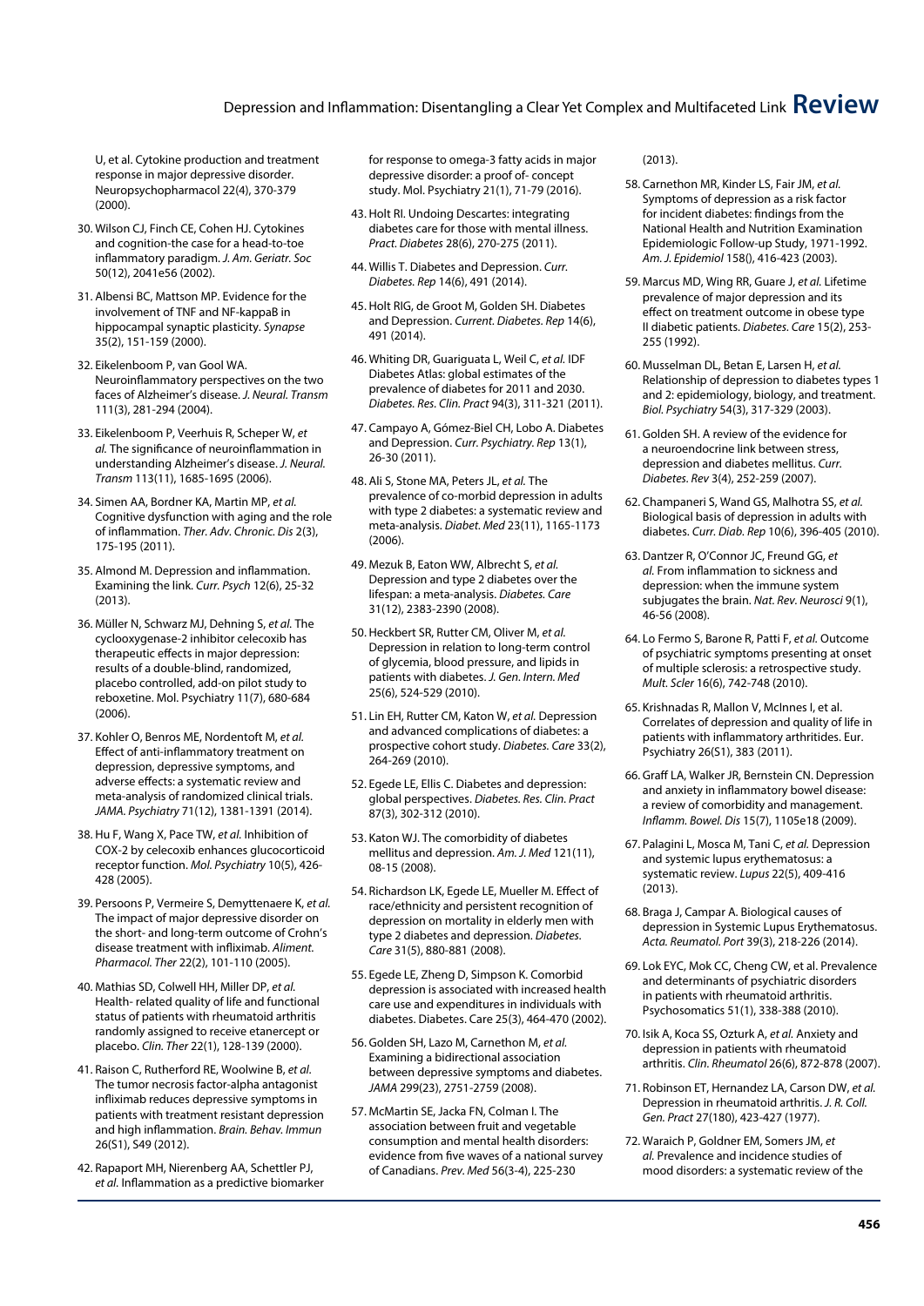U, et al. Cytokine production and treatment response in major depressive disorder. Neuropsychopharmacol 22(4), 370-379 (2000).

30. Wilson CJ, Finch CE, Cohen HJ. Cytokines and cognition-the case for a head-to-toe inflammatory paradigm. *J. Am. Geriatr. Soc* 50(12), 2041e56 (2002).

31. Albensi BC, Mattson MP. Evidence for the involvement of TNF and NF-kappaB in hippocampal synaptic plasticity. *Synapse* 35(2), 151-159 (2000).

32. Eikelenboom P, van Gool WA. Neuroinflammatory perspectives on the two faces of Alzheimer's disease. *J. Neural. Transm* 111(3), 281-294 (2004).

33. Eikelenboom P, Veerhuis R, Scheper W, *et al.* The significance of neuroinflammation in understanding Alzheimer's disease. *J. Neural. Transm* 113(11), 1685-1695 (2006).

34. Simen AA, Bordner KA, Martin MP, *et al.* Cognitive dysfunction with aging and the role of inflammation. *Ther. Adv. Chronic. Dis* 2(3), 175-195 (2011).

35. Almond M. Depression and inflammation. Examining the link. *Curr. Psych* 12(6), 25-32 (2013).

36. Müller N, Schwarz MJ, Dehning S, *et al.* The cyclooxygenase-2 inhibitor celecoxib has therapeutic effects in major depression: results of a double-blind, randomized, placebo controlled, add-on pilot study to reboxetine. Mol. Psychiatry 11(7), 680-684 (2006).

37. Kohler O, Benros ME, Nordentoft M, *et al.* Effect of anti-inflammatory treatment on depression, depressive symptoms, and adverse effects: a systematic review and meta-analysis of randomized clinical trials. *JAMA. Psychiatry* 71(12), 1381-1391 (2014).

38. Hu F, Wang X, Pace TW, *et al.* Inhibition of COX-2 by celecoxib enhances glucocorticoid receptor function. *Mol. Psychiatry* 10(5), 426-428 (2005).

39. Persoons P, Vermeire S, Demyttenaere K, *et al.* The impact of major depressive disorder on the short- and long-term outcome of Crohn's disease treatment with infliximab. *Aliment. Pharmacol. Ther* 22(2), 101-110 (2005).

40. Mathias SD, Colwell HH, Miller DP, *et al.* Health- related quality of life and functional status of patients with rheumatoid arthritis randomly assigned to receive etanercept or placebo. *Clin. Ther* 22(1), 128-139 (2000).

41. Raison C, Rutherford RE, Woolwine B, *et al.* The tumor necrosis factor-alpha antagonist infliximab reduces depressive symptoms in patients with treatment resistant depression and high inflammation. *Brain. Behav. Immun* 26(S1), S49 (2012).

42. Rapaport MH, Nierenberg AA, Schettler PJ, *et al.* Inflammation as a predictive biomarker for response to omega-3 fatty acids in major depressive disorder: a proof of- concept study. Mol. Psychiatry 21(1), 71-79 (2016).

43. Holt RI. Undoing Descartes: integrating diabetes care for those with mental illness. *Pract. Diabetes* 28(6), 270-275 (2011).

44. Willis T. Diabetes and Depression. *Curr. Diabetes. Rep* 14(6), 491 (2014).

45. Holt RIG, de Groot M, Golden SH. Diabetes and Depression. *Current. Diabetes. Rep* 14(6), 491 (2014).

46. Whiting DR, Guariguata L, Weil C, *et al.* IDF Diabetes Atlas: global estimates of the prevalence of diabetes for 2011 and 2030. *Diabetes. Res. Clin. Pract* 94(3), 311-321 (2011).

47. Campayo A, Gómez-Biel CH, Lobo A. Diabetes and Depression. *Curr. Psychiatry. Rep* 13(1), 26-30 (2011).

48. Ali S, Stone MA, Peters JL, *et al.* The prevalence of co-morbid depression in adults with type 2 diabetes: a systematic review and meta-analysis. *Diabet. Med* 23(11), 1165-1173 (2006).

49. Mezuk B, Eaton WW, Albrecht S, *et al.* Depression and type 2 diabetes over the lifespan: a meta-analysis. *Diabetes. Care* 31(12), 2383-2390 (2008).

50. Heckbert SR, Rutter CM, Oliver M, *et al.* Depression in relation to long-term control of glycemia, blood pressure, and lipids in patients with diabetes. *J. Gen. Intern. Med* 25(6), 524-529 (2010).

51. Lin EH, Rutter CM, Katon W, *et al.* Depression and advanced complications of diabetes: a prospective cohort study. *Diabetes. Care* 33(2), 264-269 (2010).

52. Egede LE, Ellis C. Diabetes and depression: global perspectives. *Diabetes. Res. Clin. Pract* 87(3), 302-312 (2010).

53. Katon WJ. The comorbidity of diabetes mellitus and depression. *Am. J. Med* 121(11), 08-15 (2008).

54. Richardson LK, Egede LE, Mueller M. Effect of race/ethnicity and persistent recognition of depression on mortality in elderly men with type 2 diabetes and depression. *Diabetes. Care* 31(5), 880-881 (2008).

55. Egede LE, Zheng D, Simpson K. Comorbid depression is associated with increased health care use and expenditures in individuals with diabetes. Diabetes. Care 25(3), 464-470 (2002).

56. Golden SH, Lazo M, Carnethon M, *et al.* Examining a bidirectional association between depressive symptoms and diabetes. *JAMA* 299(23), 2751-2759 (2008).

57. McMartin SE, Jacka FN, Colman I. The association between fruit and vegetable consumption and mental health disorders: evidence from five waves of a national survey of Canadians. *Prev. Med* 56(3-4), 225-230 (2013).

58. Carnethon MR, Kinder LS, Fair JM, *et al.* Symptoms of depression as a risk factor for incident diabetes: findings from the National Health and Nutrition Examination Epidemiologic Follow-up Study, 1971-1992. *Am. J. Epidemiol* 158(), 416-423 (2003).

59. Marcus MD, Wing RR, Guare J, *et al.* Lifetime prevalence of major depression and its effect on treatment outcome in obese type II diabetic patients. *Diabetes. Care* 15(2), 253-255 (1992).

60. Musselman DL, Betan E, Larsen H, *et al.* Relationship of depression to diabetes types 1 and 2: epidemiology, biology, and treatment. *Biol. Psychiatry* 54(3), 317-329 (2003).

61. Golden SH. A review of the evidence for a neuroendocrine link between stress, depression and diabetes mellitus. *Curr. Diabetes. Rev* 3(4), 252-259 (2007).

62. Champaneri S, Wand GS, Malhotra SS, *et al.* Biological basis of depression in adults with diabetes. *Curr. Diab. Rep* 10(6), 396-405 (2010).

63. Dantzer R, O'Connor JC, Freund GG, *et al.* From inflammation to sickness and depression: when the immune system subjugates the brain. *Nat. Rev. Neurosci* 9(1), 46-56 (2008).

64. Lo Fermo S, Barone R, Patti F, *et al.* Outcome of psychiatric symptoms presenting at onset of multiple sclerosis: a retrospective study. *Mult. Scler* 16(6), 742-748 (2010).

65. Krishnadas R, Mallon V, McInnes I, et al. Correlates of depression and quality of life in patients with inflammatory arthritides. Eur. Psychiatry 26(S1), 383 (2011).

66. Graff LA, Walker JR, Bernstein CN. Depression and anxiety in inflammatory bowel disease: a review of comorbidity and management. *Inflamm. Bowel. Dis* 15(7), 1105e18 (2009).

67. Palagini L, Mosca M, Tani C, *et al.* Depression and systemic lupus erythematosus: a systematic review. *Lupus* 22(5), 409-416 (2013).

68. Braga J, Campar A. Biological causes of depression in Systemic Lupus Erythematosus. *Acta. Reumatol. Port* 39(3), 218-226 (2014).

69. Lok EYC, Mok CC, Cheng CW, et al. Prevalence and determinants of psychiatric disorders in patients with rheumatoid arthritis. Psychosomatics 51(1), 338-388 (2010).

70. Isik A, Koca SS, Ozturk A, *et al.* Anxiety and depression in patients with rheumatoid arthritis. *Clin. Rheumatol* 26(6), 872-878 (2007).

71. Robinson ET, Hernandez LA, Carson DW, *et al.* Depression in rheumatoid arthritis. *J. R. Coll. Gen. Pract* 27(180), 423-427 (1977).

72. Waraich P, Goldner EM, Somers JM, *et al.* Prevalence and incidence studies of mood disorders: a systematic review of the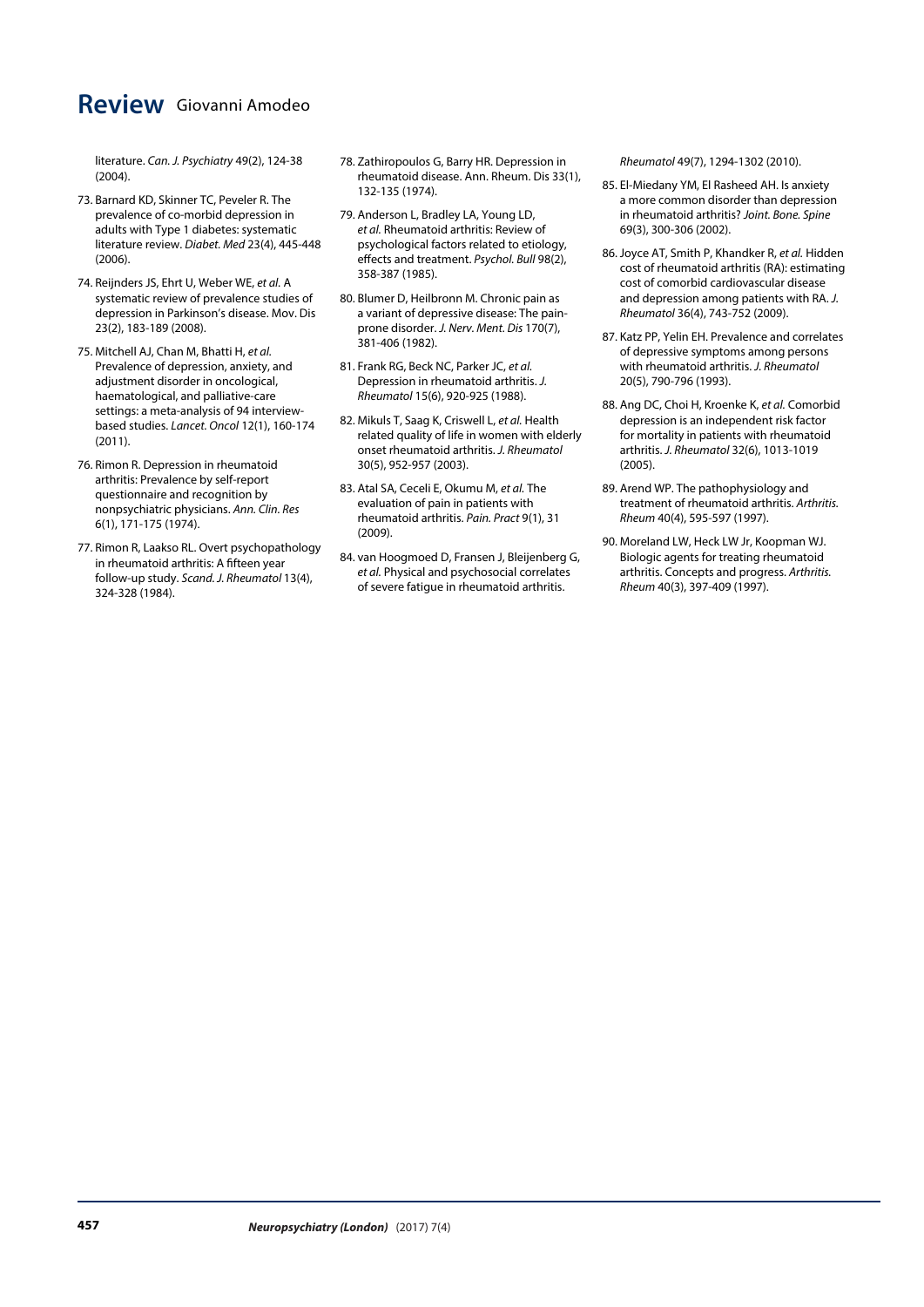literature. *Can. J. Psychiatry* 49(2), 124-38 (2004).

73. Barnard KD, Skinner TC, Peveler R. The prevalence of co-morbid depression in adults with Type 1 diabetes: systematic literature review. *Diabet. Med* 23(4), 445-448 (2006).

74. Reijnders JS, Ehrt U, Weber WE, *et al.* A systematic review of prevalence studies of depression in Parkinson's disease. Mov. Dis 23(2), 183-189 (2008).

75. Mitchell AJ, Chan M, Bhatti H, *et al.* Prevalence of depression, anxiety, and adjustment disorder in oncological, haematological, and palliative-care settings: a meta-analysis of 94 interview-based studies. *Lancet. Oncol* 12(1), 160-174 (2011).

76. Rimon R. Depression in rheumatoid arthritis: Prevalence by self-report questionnaire and recognition by nonpsychiatric physicians. *Ann. Clin. Res* 6(1), 171-175 (1974).

77. Rimon R, Laakso RL. Overt psychopathology in rheumatoid arthritis: A fifteen year follow-up study. *Scand. J. Rheumatol* 13(4), 324-328 (1984).

78. Zathiropoulos G, Barry HR. Depression in rheumatoid disease. Ann. Rheum. Dis 33(1), 132-135 (1974).

79. Anderson L, Bradley LA, Young LD, *et al.* Rheumatoid arthritis: Review of psychological factors related to etiology, effects and treatment. *Psychol. Bull* 98(2), 358-387 (1985).

80. Blumer D, Heilbronn M. Chronic pain as a variant of depressive disease: The pain-prone disorder. *J. Nerv. Ment. Dis* 170(7), 381-406 (1982).

81. Frank RG, Beck NC, Parker JC, *et al.* Depression in rheumatoid arthritis. *J. Rheumatol* 15(6), 920-925 (1988).

82. Mikuls T, Saag K, Criswell L, *et al.* Health related quality of life in women with elderly onset rheumatoid arthritis. *J. Rheumatol* 30(5), 952-957 (2003).

83. Atal SA, Ceceli E, Okumu M, *et al.* The evaluation of pain in patients with rheumatoid arthritis. *Pain. Pract* 9(1), 31 (2009).

84. van Hoogmoed D, Fransen J, Bleijenberg G, *et al.* Physical and psychosocial correlates of severe fatigue in rheumatoid arthritis. *Rheumatol* 49(7), 1294-1302 (2010).

85. El-Miedany YM, El Rasheed AH. Is anxiety a more common disorder than depression in rheumatoid arthritis? *Joint. Bone. Spine* 69(3), 300-306 (2002).

86. Joyce AT, Smith P, Khandker R, *et al.* Hidden cost of rheumatoid arthritis (RA): estimating cost of comorbid cardiovascular disease and depression among patients with RA. *J. Rheumatol* 36(4), 743-752 (2009).

87. Katz PP, Yelin EH. Prevalence and correlates of depressive symptoms among persons with rheumatoid arthritis. *J. Rheumatol* 20(5), 790-796 (1993).

88. Ang DC, Choi H, Kroenke K, *et al.* Comorbid depression is an independent risk factor for mortality in patients with rheumatoid arthritis. *J. Rheumatol* 32(6), 1013-1019 (2005).

89. Arend WP. The pathophysiology and treatment of rheumatoid arthritis. *Arthritis. Rheum* 40(4), 595-597 (1997).

90. Moreland LW, Heck LW Jr, Koopman WJ. Biologic agents for treating rheumatoid arthritis. Concepts and progress. *Arthritis. Rheum* 40(3), 397-409 (1997).